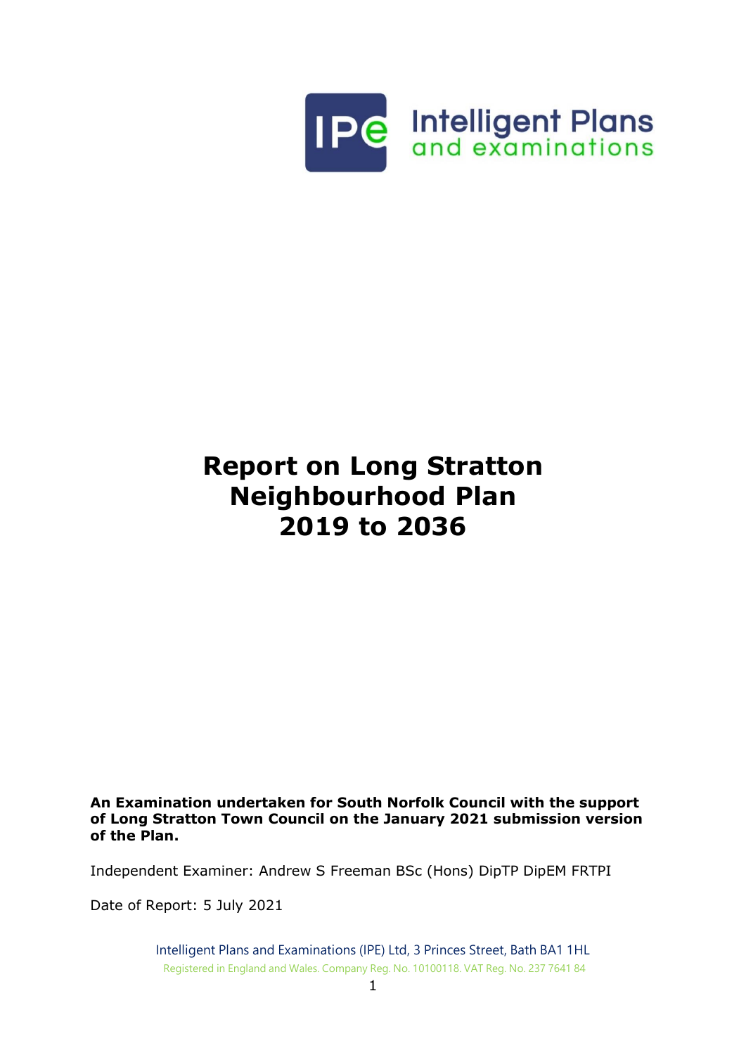Intelligent Plans and examinations

# Report on Long Stratton Neighbourhood Plan 2019 to 2036

**An Examination undertaken for South Norfolk Council with the support of Long Stratton Town Council on the January 2021 submission version of the Plan.**

Independent Examiner: Andrew S Freeman BSc (Hons) DipTP DipEM FRTPI

Date of Report: 5 July 2021

Intelligent Plans and Examinations (IPE) Ltd, 3 Princes Street, Bath BA1 1HL

Registered in England and Wales. Company Reg. No. 10100118. VAT Reg. No. 237 7641 84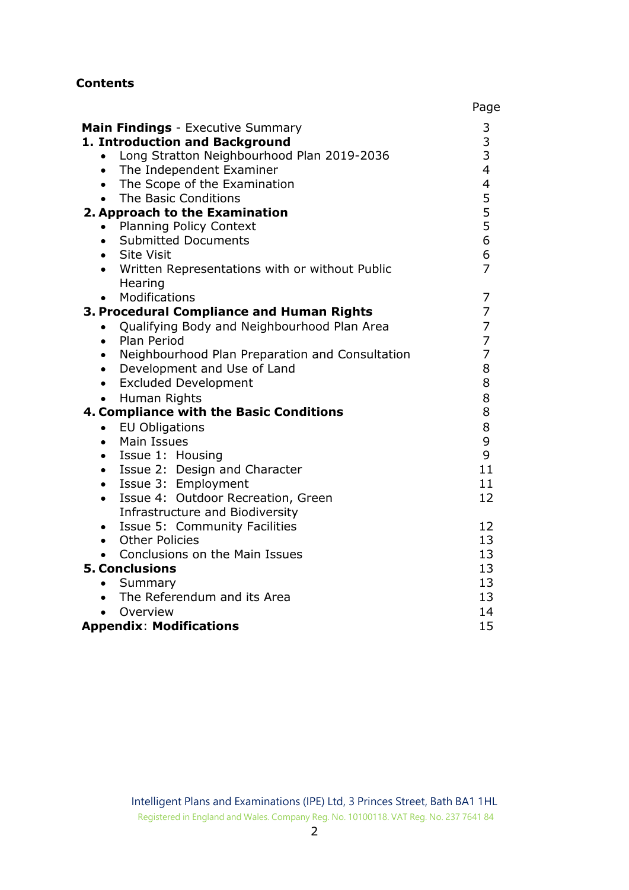**Contents**

| | Page |
|---|---|
| **Main Findings** - Executive Summary | 3 |
| **1. Introduction and Background** | 3 |
| • Long Stratton Neighbourhood Plan 2019-2036 | 3 |
| • The Independent Examiner | 4 |
| • The Scope of the Examination | 4 |
| • The Basic Conditions | 5 |
| **2. Approach to the Examination** | 5 |
| • Planning Policy Context | 5 |
| • Submitted Documents | 6 |
| • Site Visit | 6 |
| • Written Representations with or without Public Hearing | 7 |
| • Modifications | 7 |
| **3. Procedural Compliance and Human Rights** | 7 |
| • Qualifying Body and Neighbourhood Plan Area | 7 |
| • Plan Period | 7 |
| • Neighbourhood Plan Preparation and Consultation | 7 |
| • Development and Use of Land | 8 |
| • Excluded Development | 8 |
| • Human Rights | 8 |
| **4. Compliance with the Basic Conditions** | 8 |
| • EU Obligations | 8 |
| • Main Issues | 9 |
| • Issue 1: Housing | 9 |
| • Issue 2: Design and Character | 11 |
| • Issue 3: Employment | 11 |
| • Issue 4: Outdoor Recreation, Green Infrastructure and Biodiversity | 12 |
| • Issue 5: Community Facilities | 12 |
| • Other Policies | 13 |
| • Conclusions on the Main Issues | 13 |
| **5. Conclusions** | 13 |
| • Summary | 13 |
| • The Referendum and its Area | 13 |
| • Overview | 14 |
| **Appendix**: **Modifications** | 15 |

Intelligent Plans and Examinations (IPE) Ltd, 3 Princes Street, Bath BA1 1HL
Registered in England and Wales. Company Reg. No. 10100118. VAT Reg. No. 237 7641 84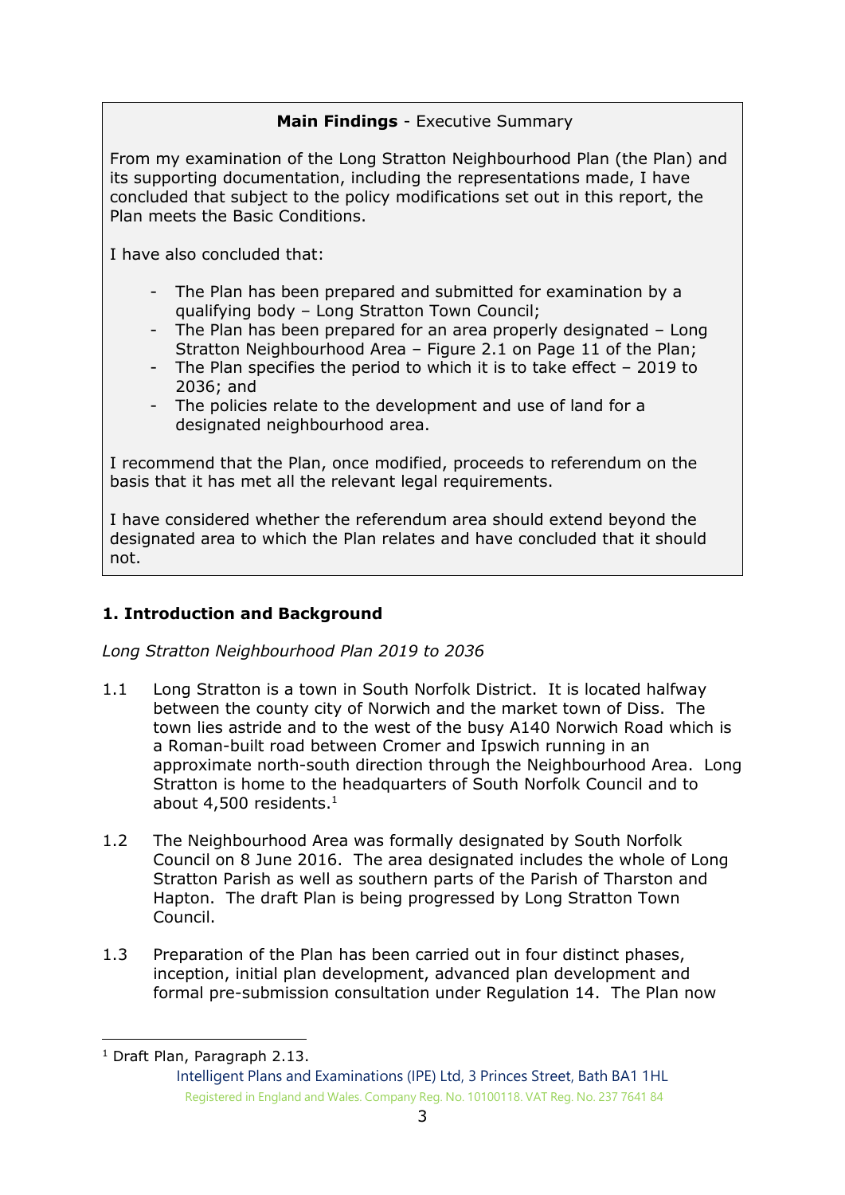**Main Findings** - Executive Summary

From my examination of the Long Stratton Neighbourhood Plan (the Plan) and its supporting documentation, including the representations made, I have concluded that subject to the policy modifications set out in this report, the Plan meets the Basic Conditions.

I have also concluded that:

- The Plan has been prepared and submitted for examination by a qualifying body – Long Stratton Town Council;
- The Plan has been prepared for an area properly designated – Long Stratton Neighbourhood Area – Figure 2.1 on Page 11 of the Plan;
- The Plan specifies the period to which it is to take effect – 2019 to 2036; and
- The policies relate to the development and use of land for a designated neighbourhood area.

I recommend that the Plan, once modified, proceeds to referendum on the basis that it has met all the relevant legal requirements.

I have considered whether the referendum area should extend beyond the designated area to which the Plan relates and have concluded that it should not.

## 1. Introduction and Background

*Long Stratton Neighbourhood Plan 2019 to 2036*

1.1 Long Stratton is a town in South Norfolk District. It is located halfway between the county city of Norwich and the market town of Diss. The town lies astride and to the west of the busy A140 Norwich Road which is a Roman-built road between Cromer and Ipswich running in an approximate north-south direction through the Neighbourhood Area. Long Stratton is home to the headquarters of South Norfolk Council and to about 4,500 residents.[1]

1.2 The Neighbourhood Area was formally designated by South Norfolk Council on 8 June 2016. The area designated includes the whole of Long Stratton Parish as well as southern parts of the Parish of Tharston and Hapton. The draft Plan is being progressed by Long Stratton Town Council.

1.3 Preparation of the Plan has been carried out in four distinct phases, inception, initial plan development, advanced plan development and formal pre-submission consultation under Regulation 14. The Plan now

[1] Draft Plan, Paragraph 2.13.

Intelligent Plans and Examinations (IPE) Ltd, 3 Princes Street, Bath BA1 1HL
Registered in England and Wales. Company Reg. No. 10100118. VAT Reg. No. 237 7641 84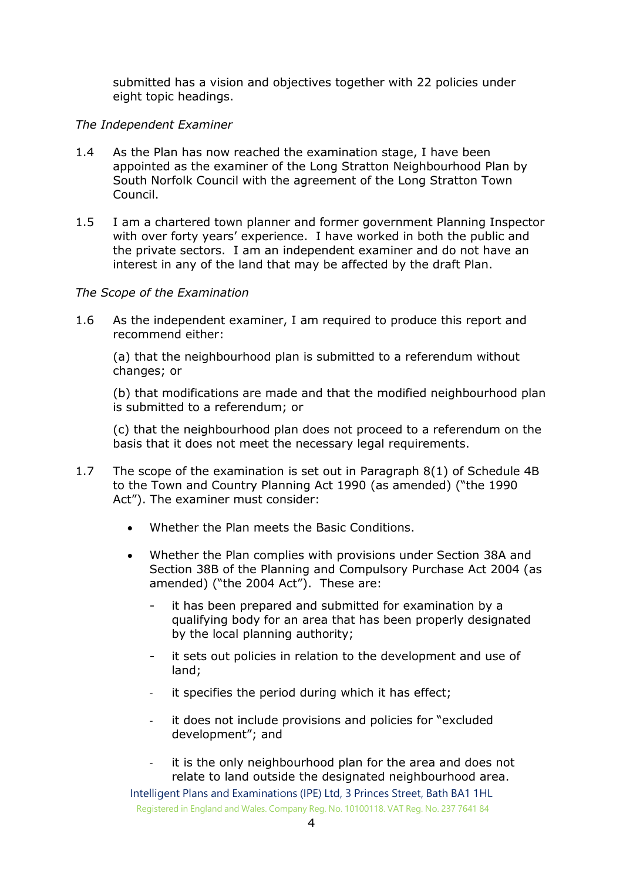submitted has a vision and objectives together with 22 policies under eight topic headings.

*The Independent Examiner*

1.4 As the Plan has now reached the examination stage, I have been appointed as the examiner of the Long Stratton Neighbourhood Plan by South Norfolk Council with the agreement of the Long Stratton Town Council.

1.5 I am a chartered town planner and former government Planning Inspector with over forty years' experience. I have worked in both the public and the private sectors. I am an independent examiner and do not have an interest in any of the land that may be affected by the draft Plan.

*The Scope of the Examination*

1.6 As the independent examiner, I am required to produce this report and recommend either:

(a) that the neighbourhood plan is submitted to a referendum without changes; or

(b) that modifications are made and that the modified neighbourhood plan is submitted to a referendum; or

(c) that the neighbourhood plan does not proceed to a referendum on the basis that it does not meet the necessary legal requirements.

1.7 The scope of the examination is set out in Paragraph 8(1) of Schedule 4B to the Town and Country Planning Act 1990 (as amended) ("the 1990 Act"). The examiner must consider:

- Whether the Plan meets the Basic Conditions.
- Whether the Plan complies with provisions under Section 38A and Section 38B of the Planning and Compulsory Purchase Act 2004 (as amended) ("the 2004 Act"). These are:
  - it has been prepared and submitted for examination by a qualifying body for an area that has been properly designated by the local planning authority;
  - it sets out policies in relation to the development and use of land;
  - it specifies the period during which it has effect;
  - it does not include provisions and policies for "excluded development"; and
  - it is the only neighbourhood plan for the area and does not relate to land outside the designated neighbourhood area.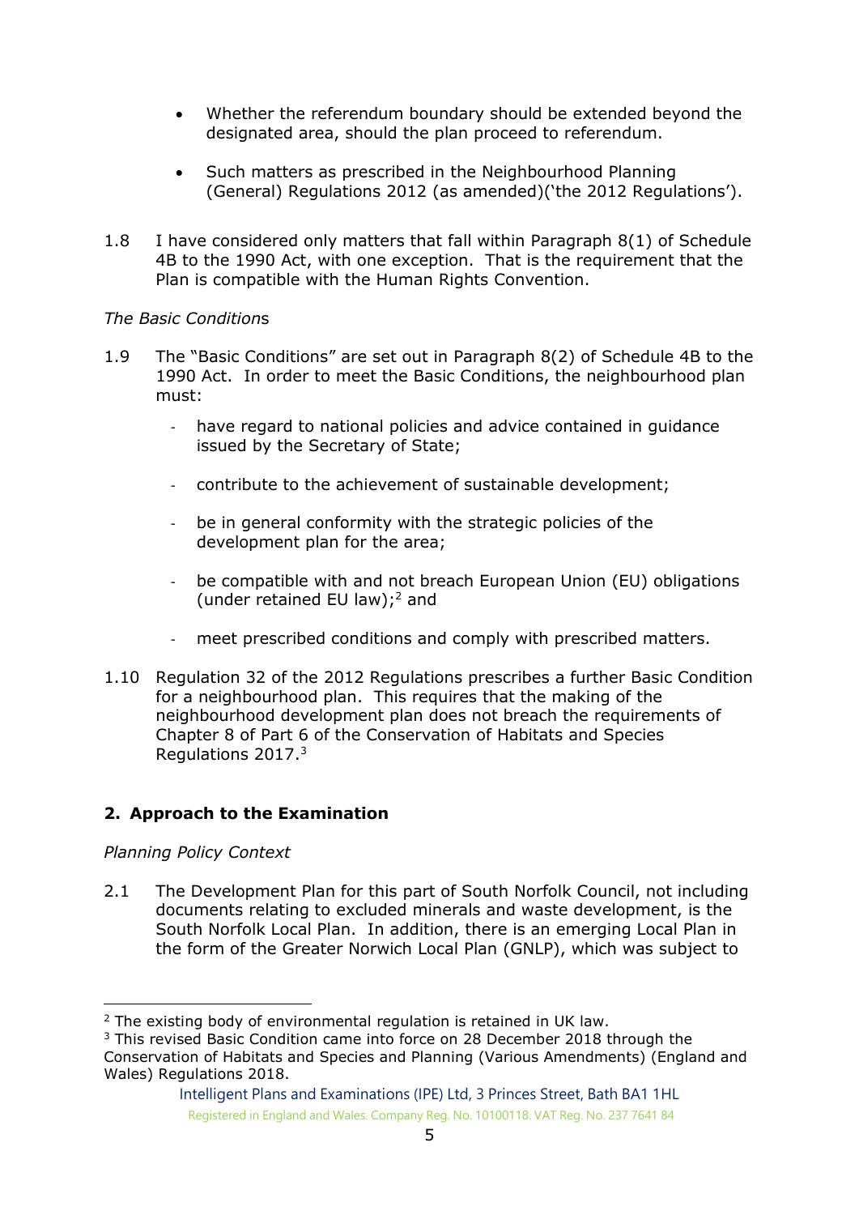- Whether the referendum boundary should be extended beyond the designated area, should the plan proceed to referendum.

- Such matters as prescribed in the Neighbourhood Planning (General) Regulations 2012 (as amended)('the 2012 Regulations').

1.8 I have considered only matters that fall within Paragraph 8(1) of Schedule 4B to the 1990 Act, with one exception. That is the requirement that the Plan is compatible with the Human Rights Convention.

*The Basic Conditions*

1.9 The "Basic Conditions" are set out in Paragraph 8(2) of Schedule 4B to the 1990 Act. In order to meet the Basic Conditions, the neighbourhood plan must:

- have regard to national policies and advice contained in guidance issued by the Secretary of State;

- contribute to the achievement of sustainable development;

- be in general conformity with the strategic policies of the development plan for the area;

- be compatible with and not breach European Union (EU) obligations (under retained EU law);[2] and

- meet prescribed conditions and comply with prescribed matters.

1.10 Regulation 32 of the 2012 Regulations prescribes a further Basic Condition for a neighbourhood plan. This requires that the making of the neighbourhood development plan does not breach the requirements of Chapter 8 of Part 6 of the Conservation of Habitats and Species Regulations 2017.[3]

## 2. Approach to the Examination

*Planning Policy Context*

2.1 The Development Plan for this part of South Norfolk Council, not including documents relating to excluded minerals and waste development, is the South Norfolk Local Plan. In addition, there is an emerging Local Plan in the form of the Greater Norwich Local Plan (GNLP), which was subject to

[2] The existing body of environmental regulation is retained in UK law.

[3] This revised Basic Condition came into force on 28 December 2018 through the Conservation of Habitats and Species and Planning (Various Amendments) (England and Wales) Regulations 2018.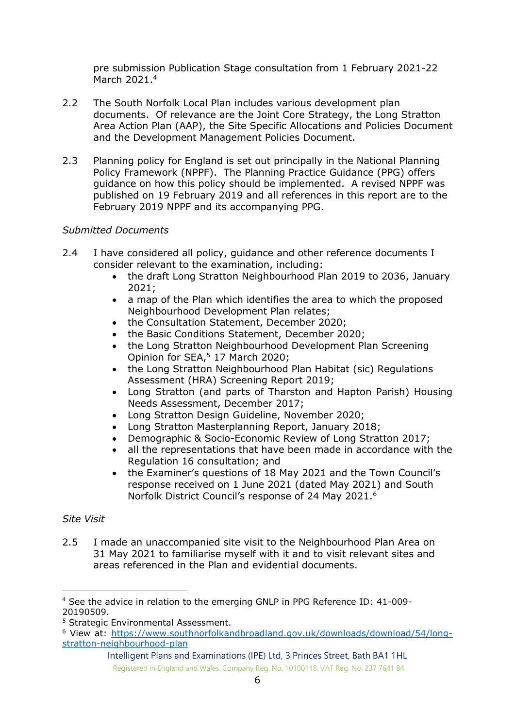pre submission Publication Stage consultation from 1 February 2021-22 March 2021.[4]

2.2 The South Norfolk Local Plan includes various development plan documents. Of relevance are the Joint Core Strategy, the Long Stratton Area Action Plan (AAP), the Site Specific Allocations and Policies Document and the Development Management Policies Document.

2.3 Planning policy for England is set out principally in the National Planning Policy Framework (NPPF). The Planning Practice Guidance (PPG) offers guidance on how this policy should be implemented. A revised NPPF was published on 19 February 2019 and all references in this report are to the February 2019 NPPF and its accompanying PPG.

*Submitted Documents*

2.4 I have considered all policy, guidance and other reference documents I consider relevant to the examination, including:

- the draft Long Stratton Neighbourhood Plan 2019 to 2036, January 2021;
- a map of the Plan which identifies the area to which the proposed Neighbourhood Development Plan relates;
- the Consultation Statement, December 2020;
- the Basic Conditions Statement, December 2020;
- the Long Stratton Neighbourhood Development Plan Screening Opinion for SEA,[5] 17 March 2020;
- the Long Stratton Neighbourhood Plan Habitat (sic) Regulations Assessment (HRA) Screening Report 2019;
- Long Stratton (and parts of Tharston and Hapton Parish) Housing Needs Assessment, December 2017;
- Long Stratton Design Guideline, November 2020;
- Long Stratton Masterplanning Report, January 2018;
- Demographic & Socio-Economic Review of Long Stratton 2017;
- all the representations that have been made in accordance with the Regulation 16 consultation; and
- the Examiner's questions of 18 May 2021 and the Town Council's response received on 1 June 2021 (dated May 2021) and South Norfolk District Council's response of 24 May 2021.[6]

*Site Visit*

2.5 I made an unaccompanied site visit to the Neighbourhood Plan Area on 31 May 2021 to familiarise myself with it and to visit relevant sites and areas referenced in the Plan and evidential documents.

---

[4] See the advice in relation to the emerging GNLP in PPG Reference ID: 41-009-20190509.

[5] Strategic Environmental Assessment.

[6] View at: https://www.southnorfolkandbroadland.gov.uk/downloads/download/54/long-stratton-neighbourhood-plan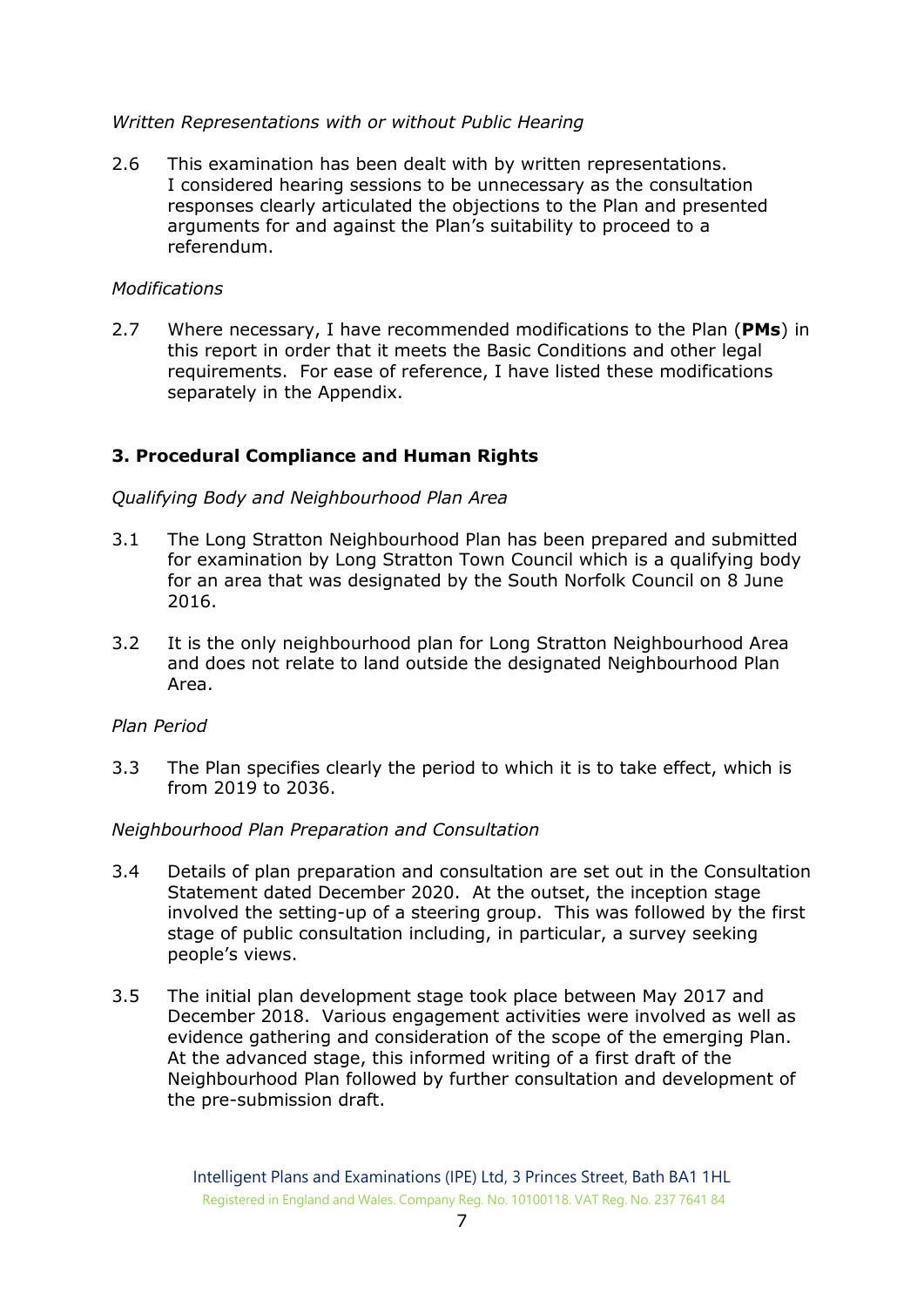*Written Representations with or without Public Hearing*

2.6 This examination has been dealt with by written representations. I considered hearing sessions to be unnecessary as the consultation responses clearly articulated the objections to the Plan and presented arguments for and against the Plan's suitability to proceed to a referendum.

*Modifications*

2.7 Where necessary, I have recommended modifications to the Plan (**PMs**) in this report in order that it meets the Basic Conditions and other legal requirements. For ease of reference, I have listed these modifications separately in the Appendix.

## 3. Procedural Compliance and Human Rights

*Qualifying Body and Neighbourhood Plan Area*

3.1 The Long Stratton Neighbourhood Plan has been prepared and submitted for examination by Long Stratton Town Council which is a qualifying body for an area that was designated by the South Norfolk Council on 8 June 2016.

3.2 It is the only neighbourhood plan for Long Stratton Neighbourhood Area and does not relate to land outside the designated Neighbourhood Plan Area.

*Plan Period*

3.3 The Plan specifies clearly the period to which it is to take effect, which is from 2019 to 2036.

*Neighbourhood Plan Preparation and Consultation*

3.4 Details of plan preparation and consultation are set out in the Consultation Statement dated December 2020. At the outset, the inception stage involved the setting-up of a steering group. This was followed by the first stage of public consultation including, in particular, a survey seeking people's views.

3.5 The initial plan development stage took place between May 2017 and December 2018. Various engagement activities were involved as well as evidence gathering and consideration of the scope of the emerging Plan. At the advanced stage, this informed writing of a first draft of the Neighbourhood Plan followed by further consultation and development of the pre-submission draft.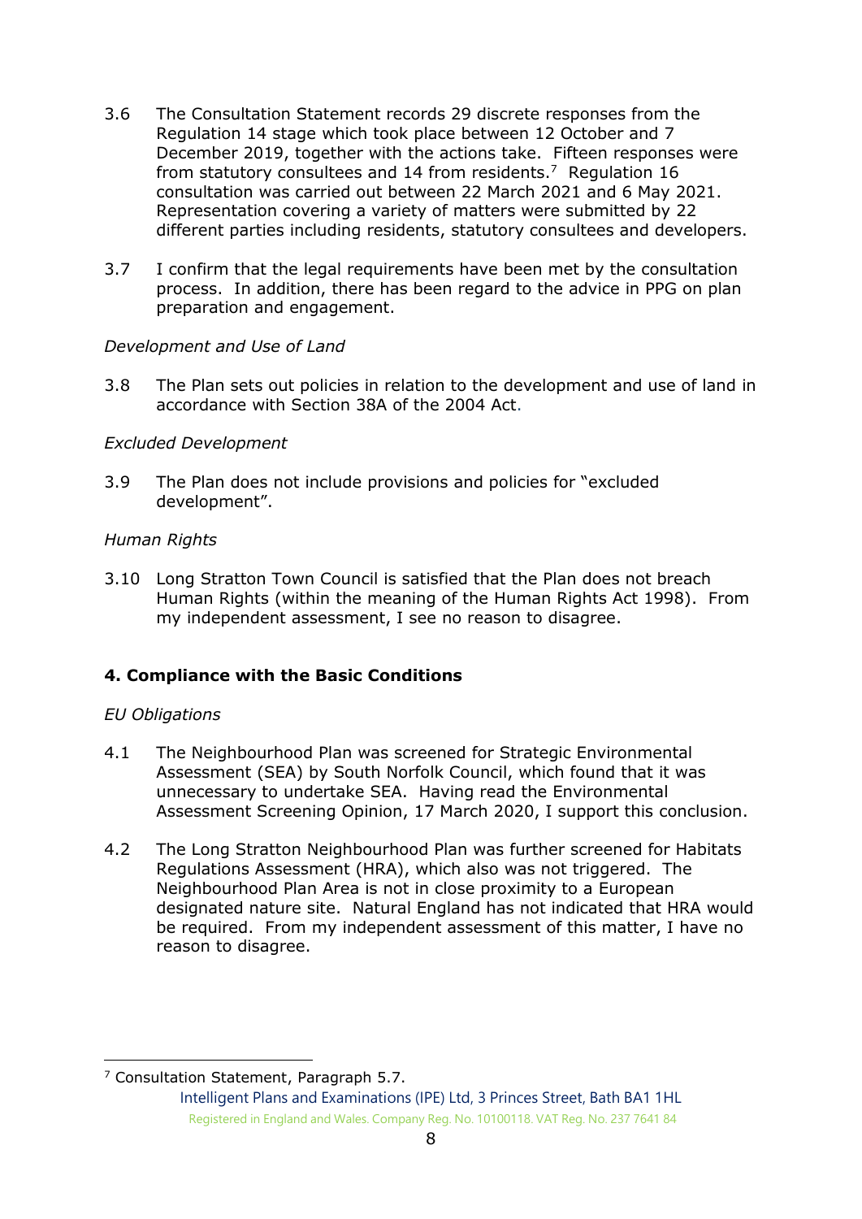3.6 The Consultation Statement records 29 discrete responses from the Regulation 14 stage which took place between 12 October and 7 December 2019, together with the actions take. Fifteen responses were from statutory consultees and 14 from residents.[7] Regulation 16 consultation was carried out between 22 March 2021 and 6 May 2021. Representation covering a variety of matters were submitted by 22 different parties including residents, statutory consultees and developers.

3.7 I confirm that the legal requirements have been met by the consultation process. In addition, there has been regard to the advice in PPG on plan preparation and engagement.

*Development and Use of Land*

3.8 The Plan sets out policies in relation to the development and use of land in accordance with Section 38A of the 2004 Act.

*Excluded Development*

3.9 The Plan does not include provisions and policies for "excluded development".

*Human Rights*

3.10 Long Stratton Town Council is satisfied that the Plan does not breach Human Rights (within the meaning of the Human Rights Act 1998). From my independent assessment, I see no reason to disagree.

## 4. Compliance with the Basic Conditions

*EU Obligations*

4.1 The Neighbourhood Plan was screened for Strategic Environmental Assessment (SEA) by South Norfolk Council, which found that it was unnecessary to undertake SEA. Having read the Environmental Assessment Screening Opinion, 17 March 2020, I support this conclusion.

4.2 The Long Stratton Neighbourhood Plan was further screened for Habitats Regulations Assessment (HRA), which also was not triggered. The Neighbourhood Plan Area is not in close proximity to a European designated nature site. Natural England has not indicated that HRA would be required. From my independent assessment of this matter, I have no reason to disagree.

[7] Consultation Statement, Paragraph 5.7.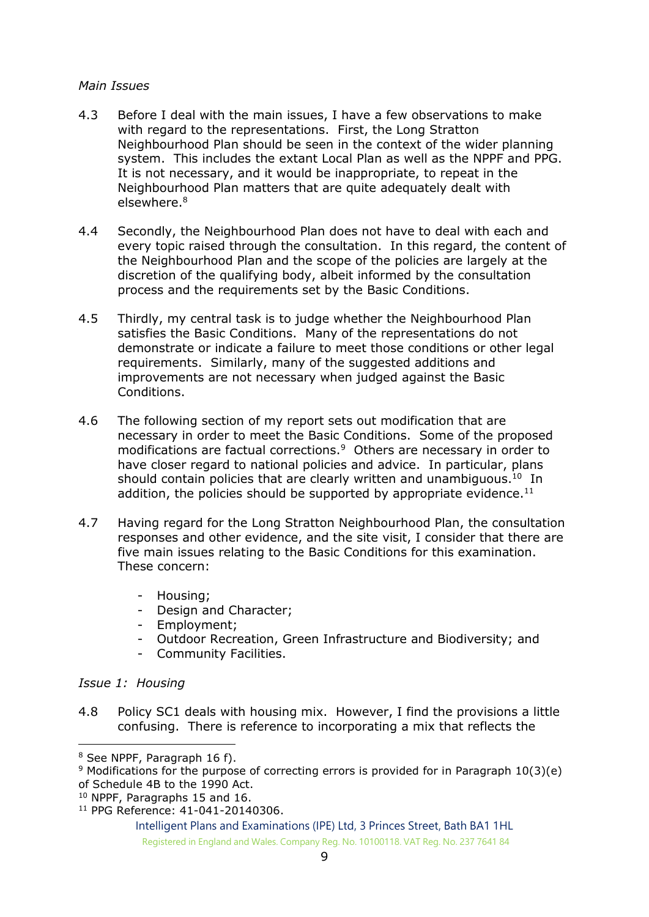*Main Issues*

4.3 Before I deal with the main issues, I have a few observations to make with regard to the representations. First, the Long Stratton Neighbourhood Plan should be seen in the context of the wider planning system. This includes the extant Local Plan as well as the NPPF and PPG. It is not necessary, and it would be inappropriate, to repeat in the Neighbourhood Plan matters that are quite adequately dealt with elsewhere.[8]

4.4 Secondly, the Neighbourhood Plan does not have to deal with each and every topic raised through the consultation. In this regard, the content of the Neighbourhood Plan and the scope of the policies are largely at the discretion of the qualifying body, albeit informed by the consultation process and the requirements set by the Basic Conditions.

4.5 Thirdly, my central task is to judge whether the Neighbourhood Plan satisfies the Basic Conditions. Many of the representations do not demonstrate or indicate a failure to meet those conditions or other legal requirements. Similarly, many of the suggested additions and improvements are not necessary when judged against the Basic Conditions.

4.6 The following section of my report sets out modification that are necessary in order to meet the Basic Conditions. Some of the proposed modifications are factual corrections.[9] Others are necessary in order to have closer regard to national policies and advice. In particular, plans should contain policies that are clearly written and unambiguous.[10] In addition, the policies should be supported by appropriate evidence.[11]

4.7 Having regard for the Long Stratton Neighbourhood Plan, the consultation responses and other evidence, and the site visit, I consider that there are five main issues relating to the Basic Conditions for this examination. These concern:

- Housing;
- Design and Character;
- Employment;
- Outdoor Recreation, Green Infrastructure and Biodiversity; and
- Community Facilities.

*Issue 1: Housing*

4.8 Policy SC1 deals with housing mix. However, I find the provisions a little confusing. There is reference to incorporating a mix that reflects the

[8] See NPPF, Paragraph 16 f).

[9] Modifications for the purpose of correcting errors is provided for in Paragraph 10(3)(e) of Schedule 4B to the 1990 Act.

[10] NPPF, Paragraphs 15 and 16.

[11] PPG Reference: 41-041-20140306.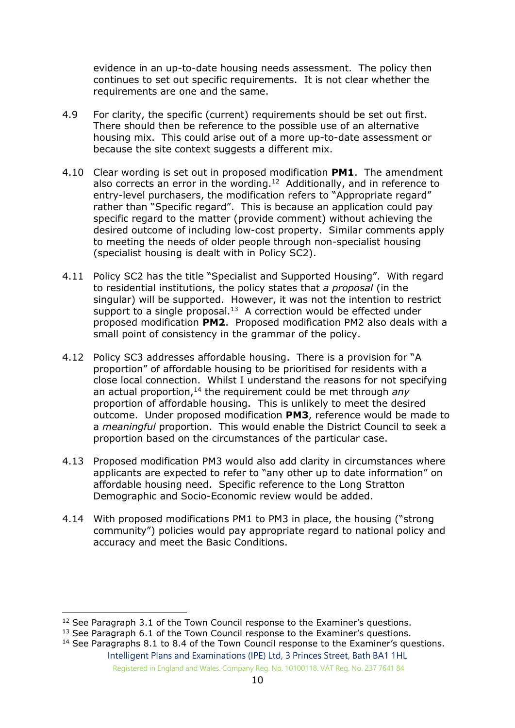evidence in an up-to-date housing needs assessment. The policy then continues to set out specific requirements. It is not clear whether the requirements are one and the same.

4.9 For clarity, the specific (current) requirements should be set out first. There should then be reference to the possible use of an alternative housing mix. This could arise out of a more up-to-date assessment or because the site context suggests a different mix.

4.10 Clear wording is set out in proposed modification **PM1**. The amendment also corrects an error in the wording.[12] Additionally, and in reference to entry-level purchasers, the modification refers to "Appropriate regard" rather than "Specific regard". This is because an application could pay specific regard to the matter (provide comment) without achieving the desired outcome of including low-cost property. Similar comments apply to meeting the needs of older people through non-specialist housing (specialist housing is dealt with in Policy SC2).

4.11 Policy SC2 has the title "Specialist and Supported Housing". With regard to residential institutions, the policy states that *a proposal* (in the singular) will be supported. However, it was not the intention to restrict support to a single proposal.[13] A correction would be effected under proposed modification **PM2**. Proposed modification PM2 also deals with a small point of consistency in the grammar of the policy.

4.12 Policy SC3 addresses affordable housing. There is a provision for "A proportion" of affordable housing to be prioritised for residents with a close local connection. Whilst I understand the reasons for not specifying an actual proportion,[14] the requirement could be met through *any* proportion of affordable housing. This is unlikely to meet the desired outcome. Under proposed modification **PM3**, reference would be made to a *meaningful* proportion. This would enable the District Council to seek a proportion based on the circumstances of the particular case.

4.13 Proposed modification PM3 would also add clarity in circumstances where applicants are expected to refer to "any other up to date information" on affordable housing need. Specific reference to the Long Stratton Demographic and Socio-Economic review would be added.

4.14 With proposed modifications PM1 to PM3 in place, the housing ("strong community") policies would pay appropriate regard to national policy and accuracy and meet the Basic Conditions.

---

[12] See Paragraph 3.1 of the Town Council response to the Examiner's questions.

[13] See Paragraph 6.1 of the Town Council response to the Examiner's questions.

[14] See Paragraphs 8.1 to 8.4 of the Town Council response to the Examiner's questions.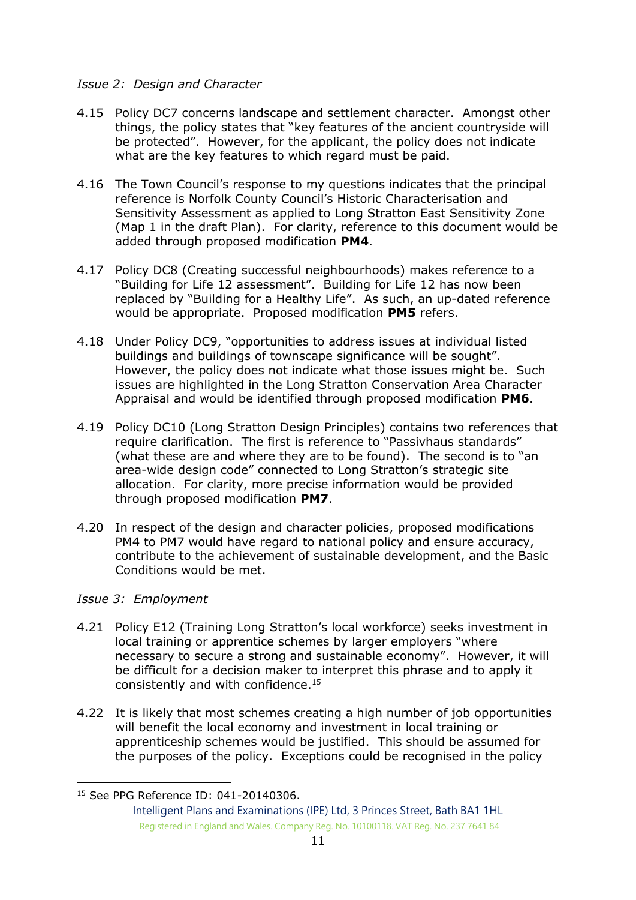*Issue 2: Design and Character*

4.15 Policy DC7 concerns landscape and settlement character. Amongst other things, the policy states that "key features of the ancient countryside will be protected". However, for the applicant, the policy does not indicate what are the key features to which regard must be paid.

4.16 The Town Council's response to my questions indicates that the principal reference is Norfolk County Council's Historic Characterisation and Sensitivity Assessment as applied to Long Stratton East Sensitivity Zone (Map 1 in the draft Plan). For clarity, reference to this document would be added through proposed modification **PM4**.

4.17 Policy DC8 (Creating successful neighbourhoods) makes reference to a "Building for Life 12 assessment". Building for Life 12 has now been replaced by "Building for a Healthy Life". As such, an up-dated reference would be appropriate. Proposed modification **PM5** refers.

4.18 Under Policy DC9, "opportunities to address issues at individual listed buildings and buildings of townscape significance will be sought". However, the policy does not indicate what those issues might be. Such issues are highlighted in the Long Stratton Conservation Area Character Appraisal and would be identified through proposed modification **PM6**.

4.19 Policy DC10 (Long Stratton Design Principles) contains two references that require clarification. The first is reference to "Passivhaus standards" (what these are and where they are to be found). The second is to "an area-wide design code" connected to Long Stratton's strategic site allocation. For clarity, more precise information would be provided through proposed modification **PM7**.

4.20 In respect of the design and character policies, proposed modifications PM4 to PM7 would have regard to national policy and ensure accuracy, contribute to the achievement of sustainable development, and the Basic Conditions would be met.

*Issue 3: Employment*

4.21 Policy E12 (Training Long Stratton's local workforce) seeks investment in local training or apprentice schemes by larger employers "where necessary to secure a strong and sustainable economy". However, it will be difficult for a decision maker to interpret this phrase and to apply it consistently and with confidence.[15]

4.22 It is likely that most schemes creating a high number of job opportunities will benefit the local economy and investment in local training or apprenticeship schemes would be justified. This should be assumed for the purposes of the policy. Exceptions could be recognised in the policy

[15] See PPG Reference ID: 041-20140306.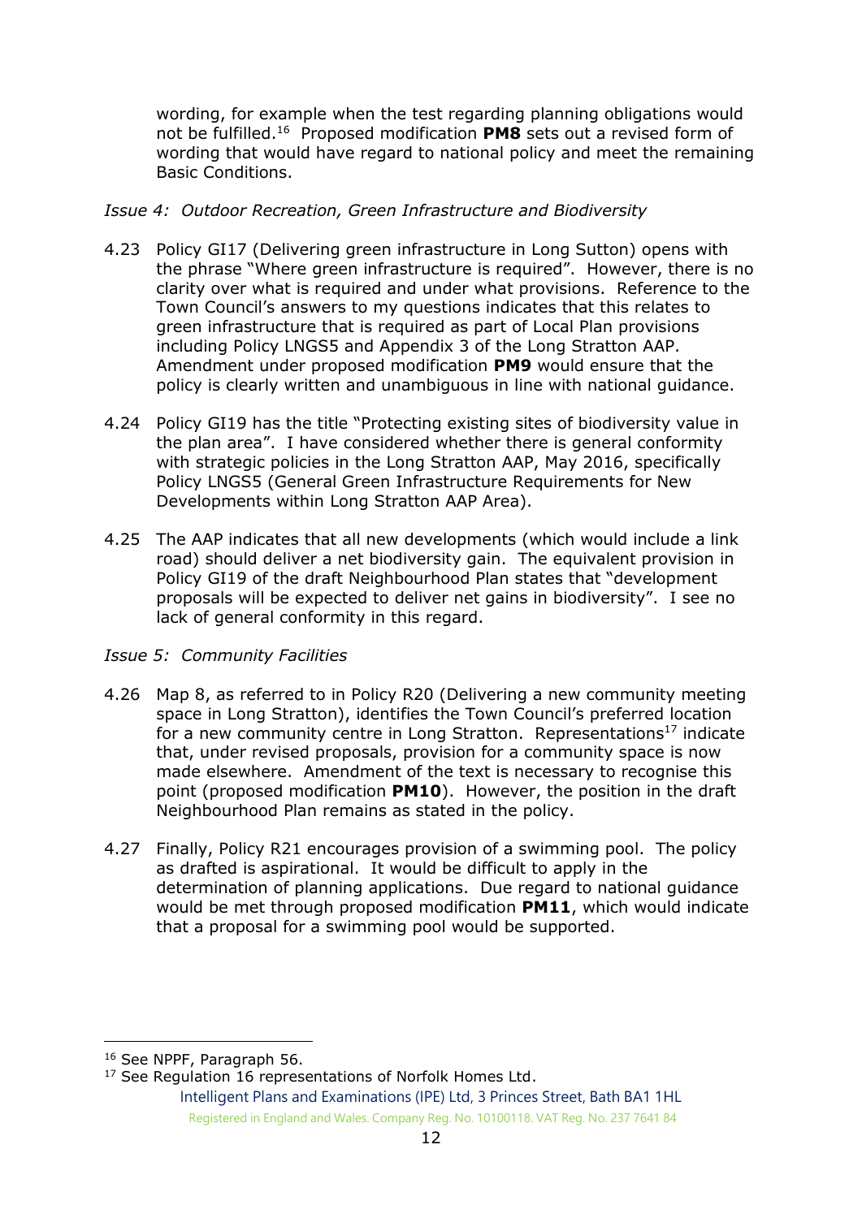wording, for example when the test regarding planning obligations would not be fulfilled.[16] Proposed modification **PM8** sets out a revised form of wording that would have regard to national policy and meet the remaining Basic Conditions.

*Issue 4: Outdoor Recreation, Green Infrastructure and Biodiversity*

4.23 Policy GI17 (Delivering green infrastructure in Long Sutton) opens with the phrase "Where green infrastructure is required". However, there is no clarity over what is required and under what provisions. Reference to the Town Council's answers to my questions indicates that this relates to green infrastructure that is required as part of Local Plan provisions including Policy LNGS5 and Appendix 3 of the Long Stratton AAP. Amendment under proposed modification **PM9** would ensure that the policy is clearly written and unambiguous in line with national guidance.

4.24 Policy GI19 has the title "Protecting existing sites of biodiversity value in the plan area". I have considered whether there is general conformity with strategic policies in the Long Stratton AAP, May 2016, specifically Policy LNGS5 (General Green Infrastructure Requirements for New Developments within Long Stratton AAP Area).

4.25 The AAP indicates that all new developments (which would include a link road) should deliver a net biodiversity gain. The equivalent provision in Policy GI19 of the draft Neighbourhood Plan states that "development proposals will be expected to deliver net gains in biodiversity". I see no lack of general conformity in this regard.

*Issue 5: Community Facilities*

4.26 Map 8, as referred to in Policy R20 (Delivering a new community meeting space in Long Stratton), identifies the Town Council's preferred location for a new community centre in Long Stratton. Representations[17] indicate that, under revised proposals, provision for a community space is now made elsewhere. Amendment of the text is necessary to recognise this point (proposed modification **PM10**). However, the position in the draft Neighbourhood Plan remains as stated in the policy.

4.27 Finally, Policy R21 encourages provision of a swimming pool. The policy as drafted is aspirational. It would be difficult to apply in the determination of planning applications. Due regard to national guidance would be met through proposed modification **PM11**, which would indicate that a proposal for a swimming pool would be supported.

---

[16] See NPPF, Paragraph 56.

[17] See Regulation 16 representations of Norfolk Homes Ltd.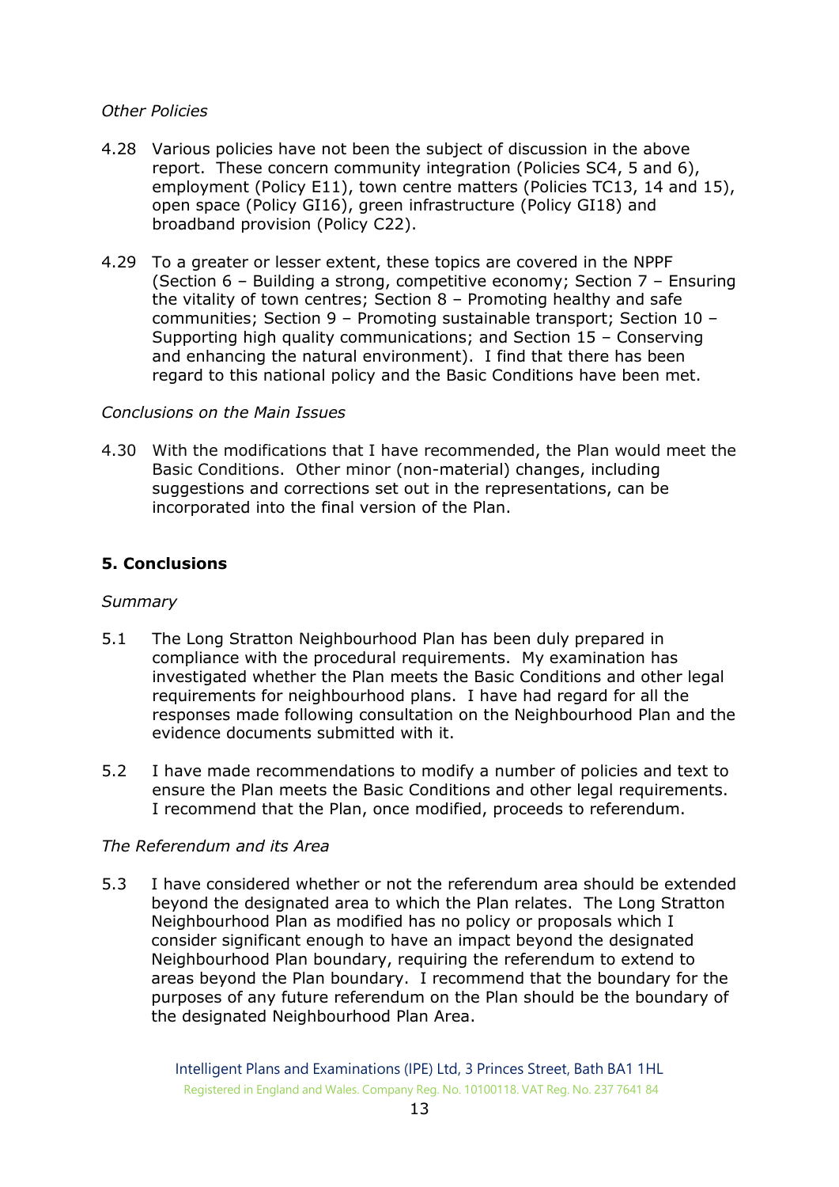*Other Policies*

4.28 Various policies have not been the subject of discussion in the above report. These concern community integration (Policies SC4, 5 and 6), employment (Policy E11), town centre matters (Policies TC13, 14 and 15), open space (Policy GI16), green infrastructure (Policy GI18) and broadband provision (Policy C22).

4.29 To a greater or lesser extent, these topics are covered in the NPPF (Section 6 – Building a strong, competitive economy; Section 7 – Ensuring the vitality of town centres; Section 8 – Promoting healthy and safe communities; Section 9 – Promoting sustainable transport; Section 10 – Supporting high quality communications; and Section 15 – Conserving and enhancing the natural environment). I find that there has been regard to this national policy and the Basic Conditions have been met.

*Conclusions on the Main Issues*

4.30 With the modifications that I have recommended, the Plan would meet the Basic Conditions. Other minor (non-material) changes, including suggestions and corrections set out in the representations, can be incorporated into the final version of the Plan.

## 5. Conclusions

*Summary*

5.1 The Long Stratton Neighbourhood Plan has been duly prepared in compliance with the procedural requirements. My examination has investigated whether the Plan meets the Basic Conditions and other legal requirements for neighbourhood plans. I have had regard for all the responses made following consultation on the Neighbourhood Plan and the evidence documents submitted with it.

5.2 I have made recommendations to modify a number of policies and text to ensure the Plan meets the Basic Conditions and other legal requirements. I recommend that the Plan, once modified, proceeds to referendum.

*The Referendum and its Area*

5.3 I have considered whether or not the referendum area should be extended beyond the designated area to which the Plan relates. The Long Stratton Neighbourhood Plan as modified has no policy or proposals which I consider significant enough to have an impact beyond the designated Neighbourhood Plan boundary, requiring the referendum to extend to areas beyond the Plan boundary. I recommend that the boundary for the purposes of any future referendum on the Plan should be the boundary of the designated Neighbourhood Plan Area.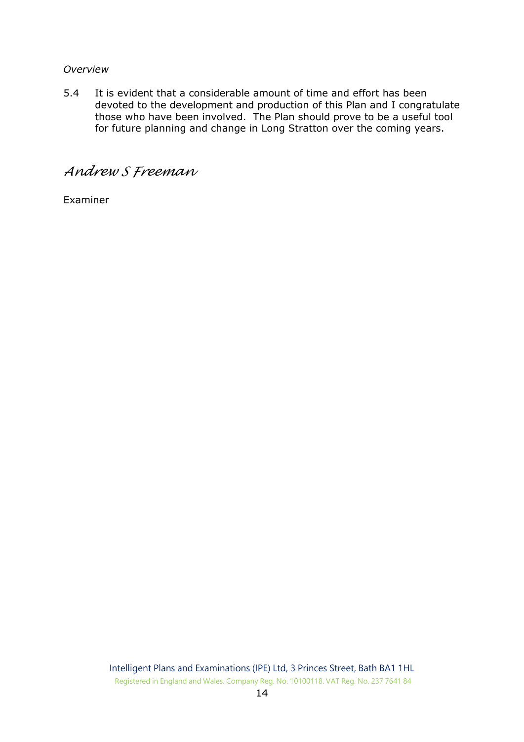*Overview*

5.4 It is evident that a considerable amount of time and effort has been devoted to the development and production of this Plan and I congratulate those who have been involved. The Plan should prove to be a useful tool for future planning and change in Long Stratton over the coming years.

*Andrew S Freeman*

Examiner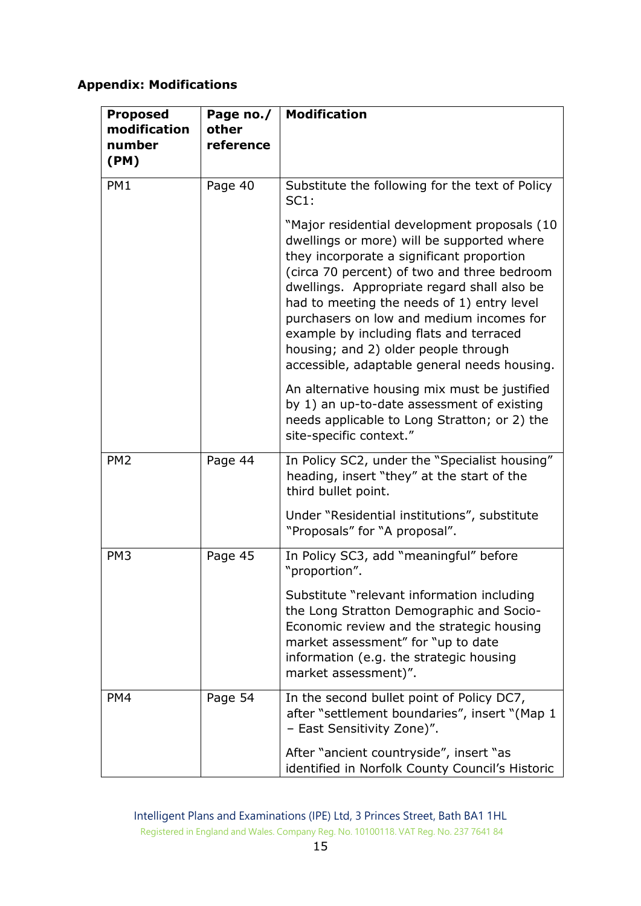**Appendix: Modifications**

| Proposed modification number (PM) | Page no./ other reference | Modification |
|---|---|---|
| PM1 | Page 40 | Substitute the following for the text of Policy SC1:<br><br>"Major residential development proposals (10 dwellings or more) will be supported where they incorporate a significant proportion (circa 70 percent) of two and three bedroom dwellings. Appropriate regard shall also be had to meeting the needs of 1) entry level purchasers on low and medium incomes for example by including flats and terraced housing; and 2) older people through accessible, adaptable general needs housing.<br><br>An alternative housing mix must be justified by 1) an up-to-date assessment of existing needs applicable to Long Stratton; or 2) the site-specific context." |
| PM2 | Page 44 | In Policy SC2, under the "Specialist housing" heading, insert "they" at the start of the third bullet point.<br><br>Under "Residential institutions", substitute "Proposals" for "A proposal". |
| PM3 | Page 45 | In Policy SC3, add "meaningful" before "proportion".<br><br>Substitute "relevant information including the Long Stratton Demographic and Socio-Economic review and the strategic housing market assessment" for "up to date information (e.g. the strategic housing market assessment)". |
| PM4 | Page 54 | In the second bullet point of Policy DC7, after "settlement boundaries", insert "(Map 1 – East Sensitivity Zone)".<br><br>After "ancient countryside", insert "as identified in Norfolk County Council's Historic |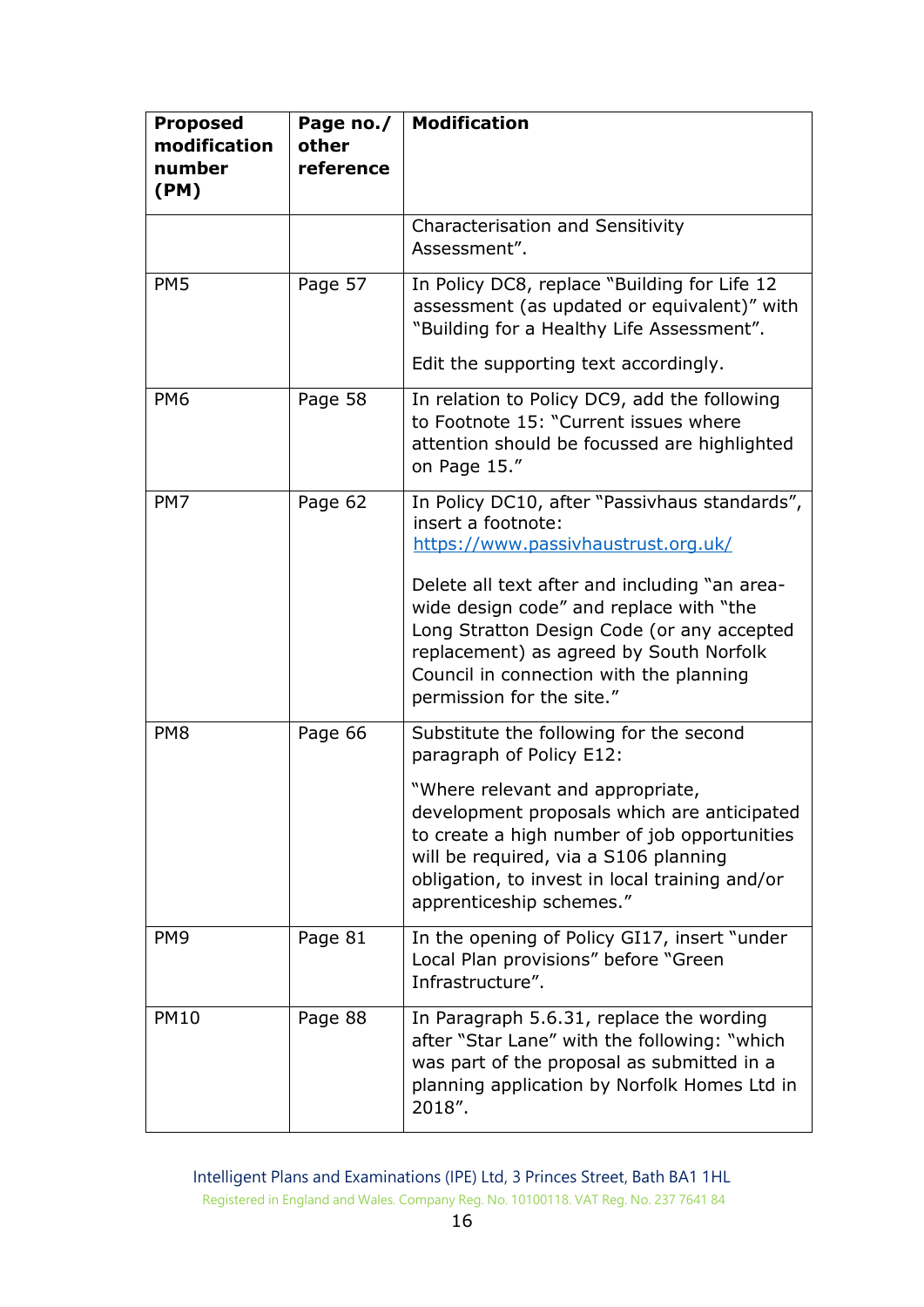| Proposed modification number (PM) | Page no./ other reference | Modification |
|---|---|---|
| | | Characterisation and Sensitivity Assessment". |
| PM5 | Page 57 | In Policy DC8, replace "Building for Life 12 assessment (as updated or equivalent)" with "Building for a Healthy Life Assessment". Edit the supporting text accordingly. |
| PM6 | Page 58 | In relation to Policy DC9, add the following to Footnote 15: "Current issues where attention should be focussed are highlighted on Page 15." |
| PM7 | Page 62 | In Policy DC10, after "Passivhaus standards", insert a footnote: https://www.passivhaustrust.org.uk/ Delete all text after and including "an area-wide design code" and replace with "the Long Stratton Design Code (or any accepted replacement) as agreed by South Norfolk Council in connection with the planning permission for the site." |
| PM8 | Page 66 | Substitute the following for the second paragraph of Policy E12: "Where relevant and appropriate, development proposals which are anticipated to create a high number of job opportunities will be required, via a S106 planning obligation, to invest in local training and/or apprenticeship schemes." |
| PM9 | Page 81 | In the opening of Policy GI17, insert "under Local Plan provisions" before "Green Infrastructure". |
| PM10 | Page 88 | In Paragraph 5.6.31, replace the wording after "Star Lane" with the following: "which was part of the proposal as submitted in a planning application by Norfolk Homes Ltd in 2018". |

Intelligent Plans and Examinations (IPE) Ltd, 3 Princes Street, Bath BA1 1HL
Registered in England and Wales. Company Reg. No. 10100118. VAT Reg. No. 237 7641 84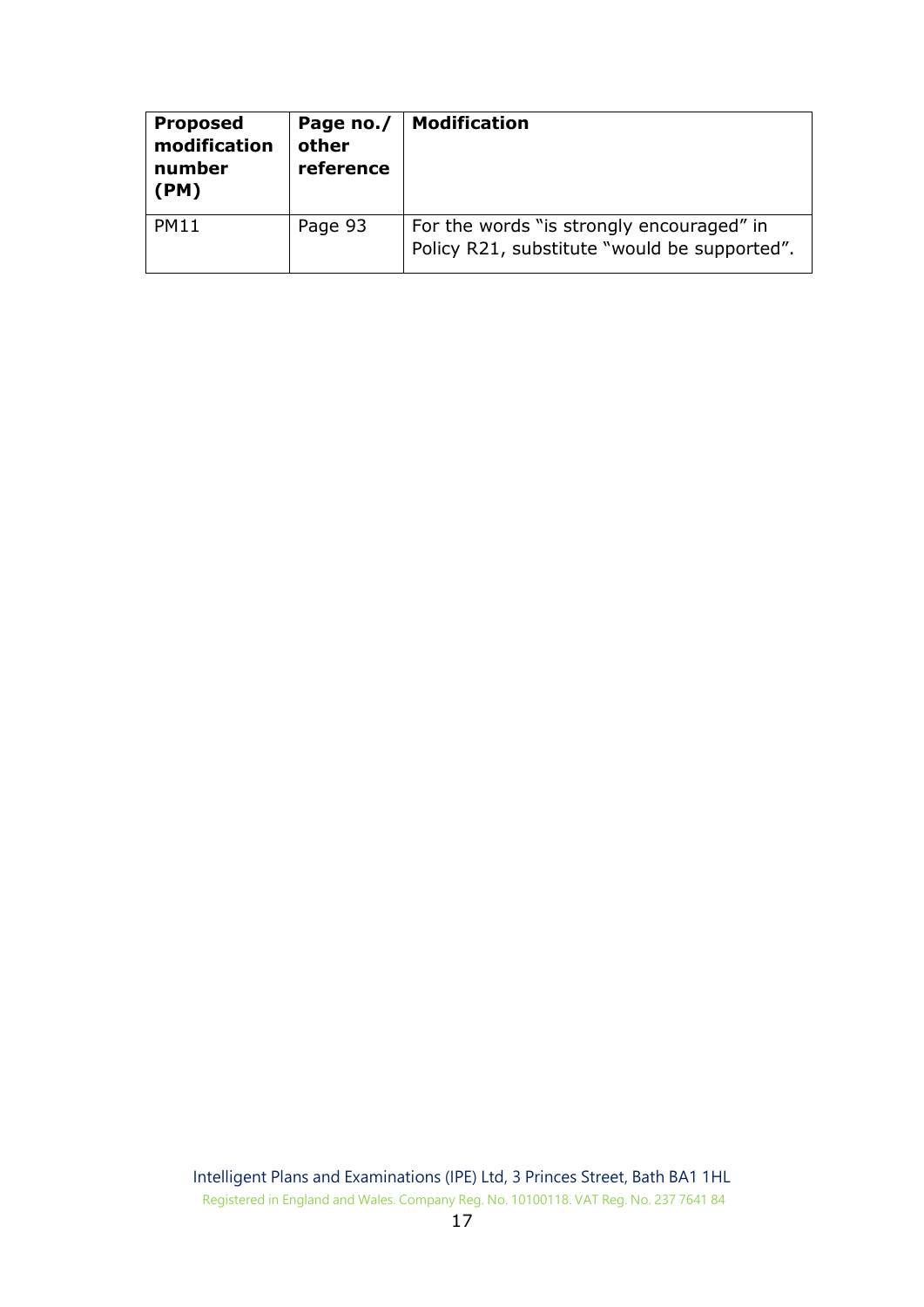| Proposed modification number (PM) | Page no./ other reference | Modification |
|---|---|---|
| PM11 | Page 93 | For the words "is strongly encouraged" in Policy R21, substitute "would be supported". |